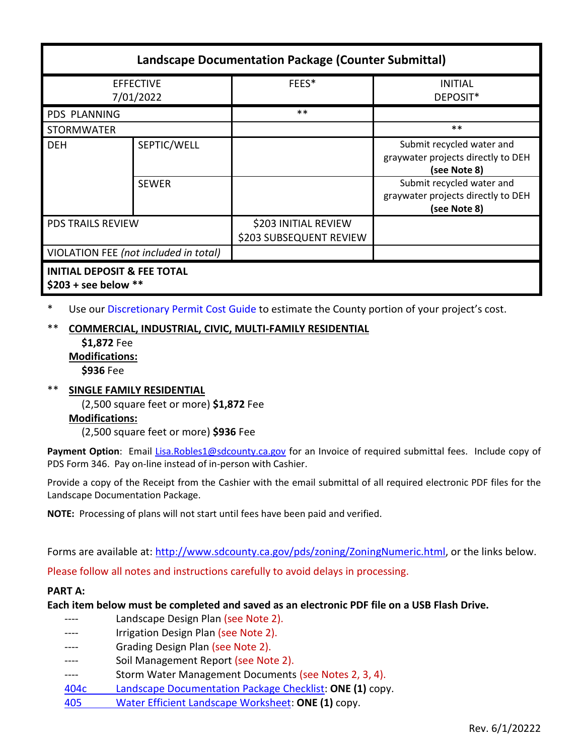| Landscape Documentation Package (Counter Submittal) | | | |
|---|---|---|---|
| EFFECTIVE 7/01/2022 | | FEES* | INITIAL DEPOSIT* |
| PDS PLANNING | | ** | |
| STORMWATER | | | ** |
| DEH | SEPTIC/WELL | | Submit recycled water and graywater projects directly to DEH **(see Note 8)** |
| | SEWER | | Submit recycled water and graywater projects directly to DEH **(see Note 8)** |
| PDS TRAILS REVIEW | | $203 INITIAL REVIEW<br>$203 SUBSEQUENT REVIEW | |
| VIOLATION FEE *(not included in total)* | | | |
| **INITIAL DEPOSIT & FEE TOTAL**<br>**$203 + see below \*\*** | | | |

\* Use our Discretionary Permit Cost Guide to estimate the County portion of your project's cost.

\*\* **COMMERCIAL, INDUSTRIAL, CIVIC, MULTI-FAMILY RESIDENTIAL**

**$1,872** Fee

**Modifications:**

**$936** Fee

\*\* **SINGLE FAMILY RESIDENTIAL**

(2,500 square feet or more) **$1,872** Fee

**Modifications:**

(2,500 square feet or more) **$936** Fee

**Payment Option**: Email Lisa.Robles1@sdcounty.ca.gov for an Invoice of required submittal fees. Include copy of PDS Form 346. Pay on-line instead of in-person with Cashier.

Provide a copy of the Receipt from the Cashier with the email submittal of all required electronic PDF files for the Landscape Documentation Package.

**NOTE:** Processing of plans will not start until fees have been paid and verified.

Forms are available at: http://www.sdcounty.ca.gov/pds/zoning/ZoningNumeric.html, or the links below.

Please follow all notes and instructions carefully to avoid delays in processing.

**PART A:**

**Each item below must be completed and saved as an electronic PDF file on a USB Flash Drive.**

- ---- Landscape Design Plan (see Note 2).
- ---- Irrigation Design Plan (see Note 2).
- ---- Grading Design Plan (see Note 2).
- ---- Soil Management Report (see Note 2).
- ---- Storm Water Management Documents (see Notes 2, 3, 4).
- 404c Landscape Documentation Package Checklist: **ONE (1)** copy.
- 405 Water Efficient Landscape Worksheet: **ONE (1)** copy.

Rev. 6/1/20222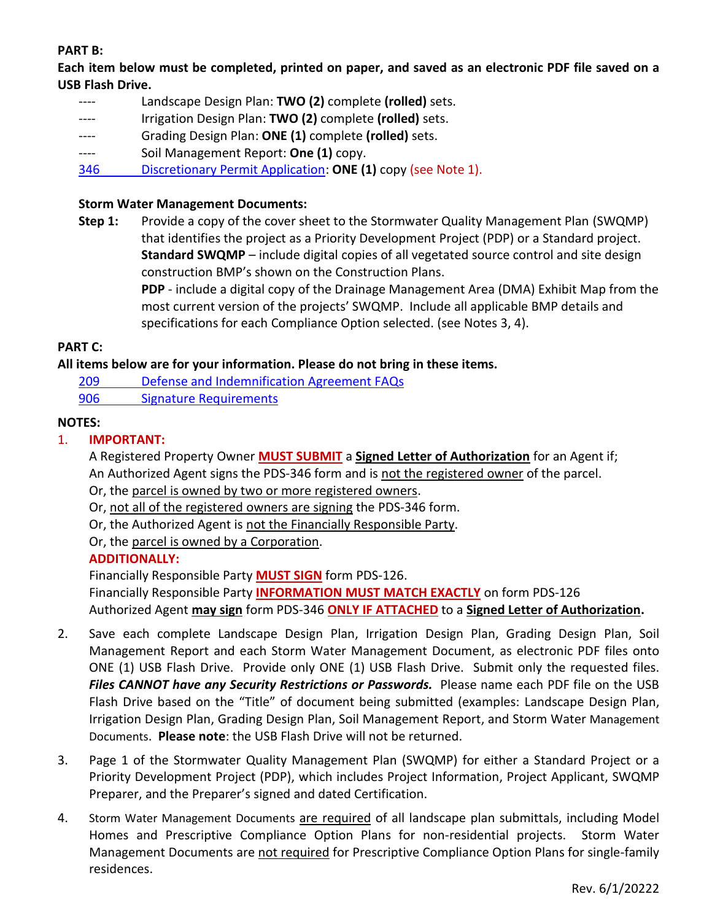**PART B:**

**Each item below must be completed, printed on paper, and saved as an electronic PDF file saved on a USB Flash Drive.**

- ---- Landscape Design Plan: **TWO (2)** complete **(rolled)** sets.
- ---- Irrigation Design Plan: **TWO (2)** complete **(rolled)** sets.
- ---- Grading Design Plan: **ONE (1)** complete **(rolled)** sets.
- ---- Soil Management Report: **One (1)** copy.
- 346 Discretionary Permit Application: **ONE (1)** copy (see Note 1).

**Storm Water Management Documents:**

**Step 1:** Provide a copy of the cover sheet to the Stormwater Quality Management Plan (SWQMP) that identifies the project as a Priority Development Project (PDP) or a Standard project.
**Standard SWQMP** – include digital copies of all vegetated source control and site design construction BMP's shown on the Construction Plans.
**PDP** - include a digital copy of the Drainage Management Area (DMA) Exhibit Map from the most current version of the projects' SWQMP. Include all applicable BMP details and specifications for each Compliance Option selected. (see Notes 3, 4).

**PART C:**

**All items below are for your information. Please do not bring in these items.**

- 209 Defense and Indemnification Agreement FAQs
- 906 Signature Requirements

**NOTES:**

1. **IMPORTANT:**
   A Registered Property Owner **MUST SUBMIT** a **Signed Letter of Authorization** for an Agent if;
   An Authorized Agent signs the PDS-346 form and is not the registered owner of the parcel.
   Or, the parcel is owned by two or more registered owners.
   Or, not all of the registered owners are signing the PDS-346 form.
   Or, the Authorized Agent is not the Financially Responsible Party.
   Or, the parcel is owned by a Corporation.
   **ADDITIONALLY:**
   Financially Responsible Party **MUST SIGN** form PDS-126.
   Financially Responsible Party **INFORMATION MUST MATCH EXACTLY** on form PDS-126
   Authorized Agent **may sign** form PDS-346 **ONLY IF ATTACHED** to a **Signed Letter of Authorization.**

2. Save each complete Landscape Design Plan, Irrigation Design Plan, Grading Design Plan, Soil Management Report and each Storm Water Management Document, as electronic PDF files onto ONE (1) USB Flash Drive. Provide only ONE (1) USB Flash Drive. Submit only the requested files. ***Files CANNOT have any Security Restrictions or Passwords.*** Please name each PDF file on the USB Flash Drive based on the "Title" of document being submitted (examples: Landscape Design Plan, Irrigation Design Plan, Grading Design Plan, Soil Management Report, and Storm Water Management Documents. **Please note**: the USB Flash Drive will not be returned.

3. Page 1 of the Stormwater Quality Management Plan (SWQMP) for either a Standard Project or a Priority Development Project (PDP), which includes Project Information, Project Applicant, SWQMP Preparer, and the Preparer's signed and dated Certification.

4. Storm Water Management Documents are required of all landscape plan submittals, including Model Homes and Prescriptive Compliance Option Plans for non-residential projects. Storm Water Management Documents are not required for Prescriptive Compliance Option Plans for single-family residences.

Rev. 6/1/20222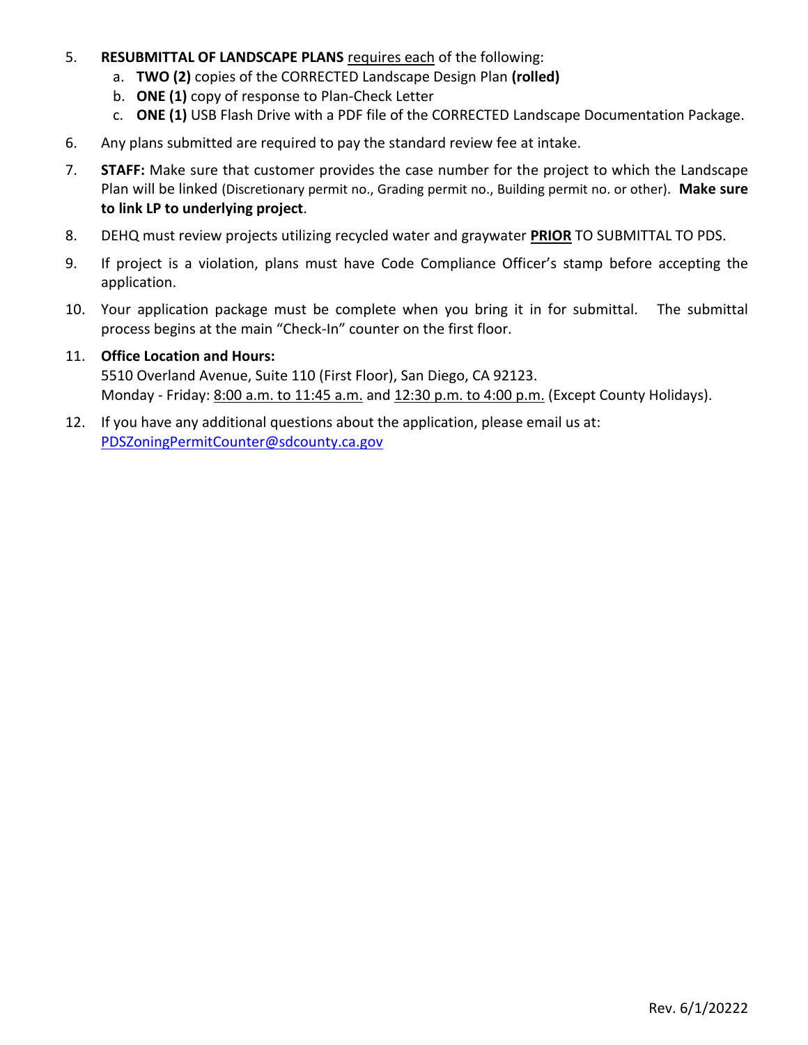5. **RESUBMITTAL OF LANDSCAPE PLANS** requires each of the following:
   a. **TWO (2)** copies of the CORRECTED Landscape Design Plan **(rolled)**
   b. **ONE (1)** copy of response to Plan-Check Letter
   c. **ONE (1)** USB Flash Drive with a PDF file of the CORRECTED Landscape Documentation Package.

6. Any plans submitted are required to pay the standard review fee at intake.

7. **STAFF:** Make sure that customer provides the case number for the project to which the Landscape Plan will be linked (Discretionary permit no., Grading permit no., Building permit no. or other). **Make sure to link LP to underlying project**.

8. DEHQ must review projects utilizing recycled water and graywater **PRIOR** TO SUBMITTAL TO PDS.

9. If project is a violation, plans must have Code Compliance Officer's stamp before accepting the application.

10. Your application package must be complete when you bring it in for submittal. The submittal process begins at the main "Check-In" counter on the first floor.

11. **Office Location and Hours:**
    5510 Overland Avenue, Suite 110 (First Floor), San Diego, CA 92123.
    Monday - Friday: 8:00 a.m. to 11:45 a.m. and 12:30 p.m. to 4:00 p.m. (Except County Holidays).

12. If you have any additional questions about the application, please email us at:
    PDSZoningPermitCounter@sdcounty.ca.gov

Rev. 6/1/20222